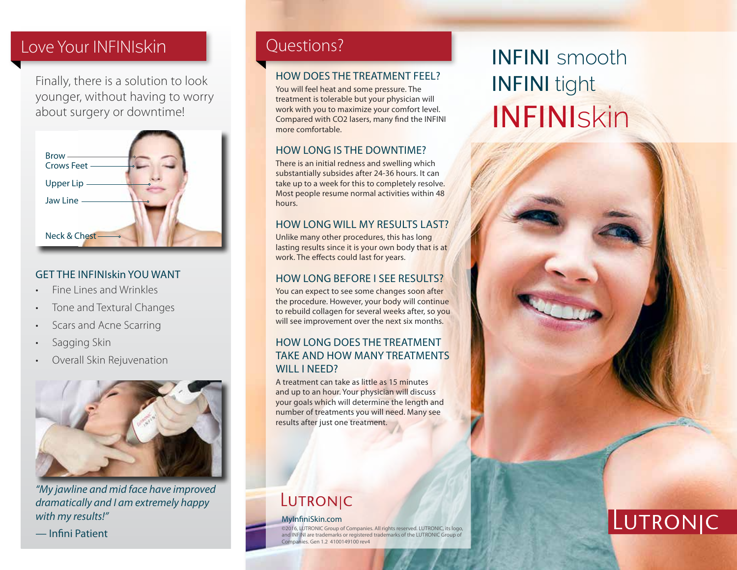## Love Your INFINIskin

Finally, there is a solution to look younger, without having to worry about surgery or downtime!

Brow
Crows Feet
Upper Lip
Jaw Line
Neck & Chest

### GET THE INFINIskin YOU WANT

- Fine Lines and Wrinkles
- Tone and Textural Changes
- Scars and Acne Scarring
- Sagging Skin
- Overall Skin Rejuvenation

*"My jawline and mid face have improved dramatically and I am extremely happy with my results!"*

— Infini Patient

## Questions?

### HOW DOES THE TREATMENT FEEL?

You will feel heat and some pressure. The treatment is tolerable but your physician will work with you to maximize your comfort level. Compared with $CO_2$ lasers, many find the INFINI more comfortable.

### HOW LONG IS THE DOWNTIME?

There is an initial redness and swelling which substantially subsides after 24-36 hours. It can take up to a week for this to completely resolve. Most people resume normal activities within 48 hours.

### HOW LONG WILL MY RESULTS LAST?

Unlike many other procedures, this has long lasting results since it is your own body that is at work. The effects could last for years.

### HOW LONG BEFORE I SEE RESULTS?

You can expect to see some changes soon after the procedure. However, your body will continue to rebuild collagen for several weeks after, so you will see improvement over the next six months.

### HOW LONG DOES THE TREATMENT TAKE AND HOW MANY TREATMENTS WILL I NEED?

A treatment can take as little as 15 minutes and up to an hour. Your physician will discuss your goals which will determine the length and number of treatments you will need. Many see results after just one treatment.

LUTRONIC

MyInfiniSkin.com

©2016, LUTRONIC Group of Companies. All rights reserved. LUTRONIC, its logo, and INFINI are trademarks or registered trademarks of the LUTRONIC Group of Companies. Gen 1.2 4100149100 rev4

# INFINI smooth
# INFINI tight
# INFINIskin

LUTRONIC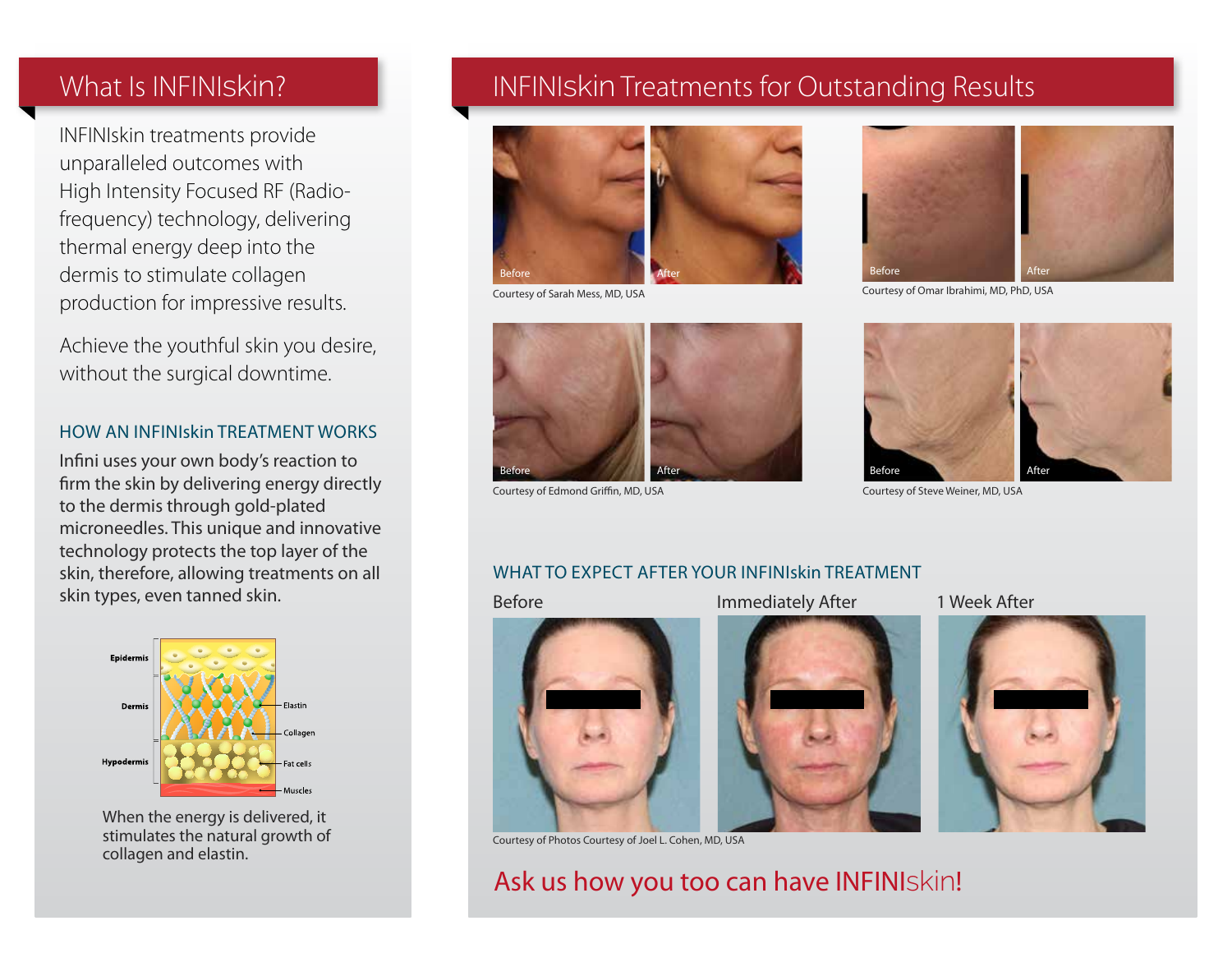## What Is INFINIskin?

INFINIskin treatments provide unparalleled outcomes with High Intensity Focused RF (Radio-frequency) technology, delivering thermal energy deep into the dermis to stimulate collagen production for impressive results.

Achieve the youthful skin you desire, without the surgical downtime.

### HOW AN INFINIskin TREATMENT WORKS

Infini uses your own body's reaction to firm the skin by delivering energy directly to the dermis through gold-plated microneedles. This unique and innovative technology protects the top layer of the skin, therefore, allowing treatments on all skin types, even tanned skin.

Epidermis

Dermis

Hypodermis

Elastin

Collagen

Fat cells

Muscles

When the energy is delivered, it stimulates the natural growth of collagen and elastin.

## INFINIskin Treatments for Outstanding Results

Before After

Courtesy of Sarah Mess, MD, USA

Before After

Courtesy of Omar Ibrahimi, MD, PhD, USA

Before After

Courtesy of Edmond Griffin, MD, USA

Before After

Courtesy of Steve Weiner, MD, USA

### WHAT TO EXPECT AFTER YOUR INFINIskin TREATMENT

Before

Immediately After

1 Week After

Courtesy of Photos Courtesy of Joel L. Cohen, MD, USA

**Ask us how you too can have INFINIskin!**